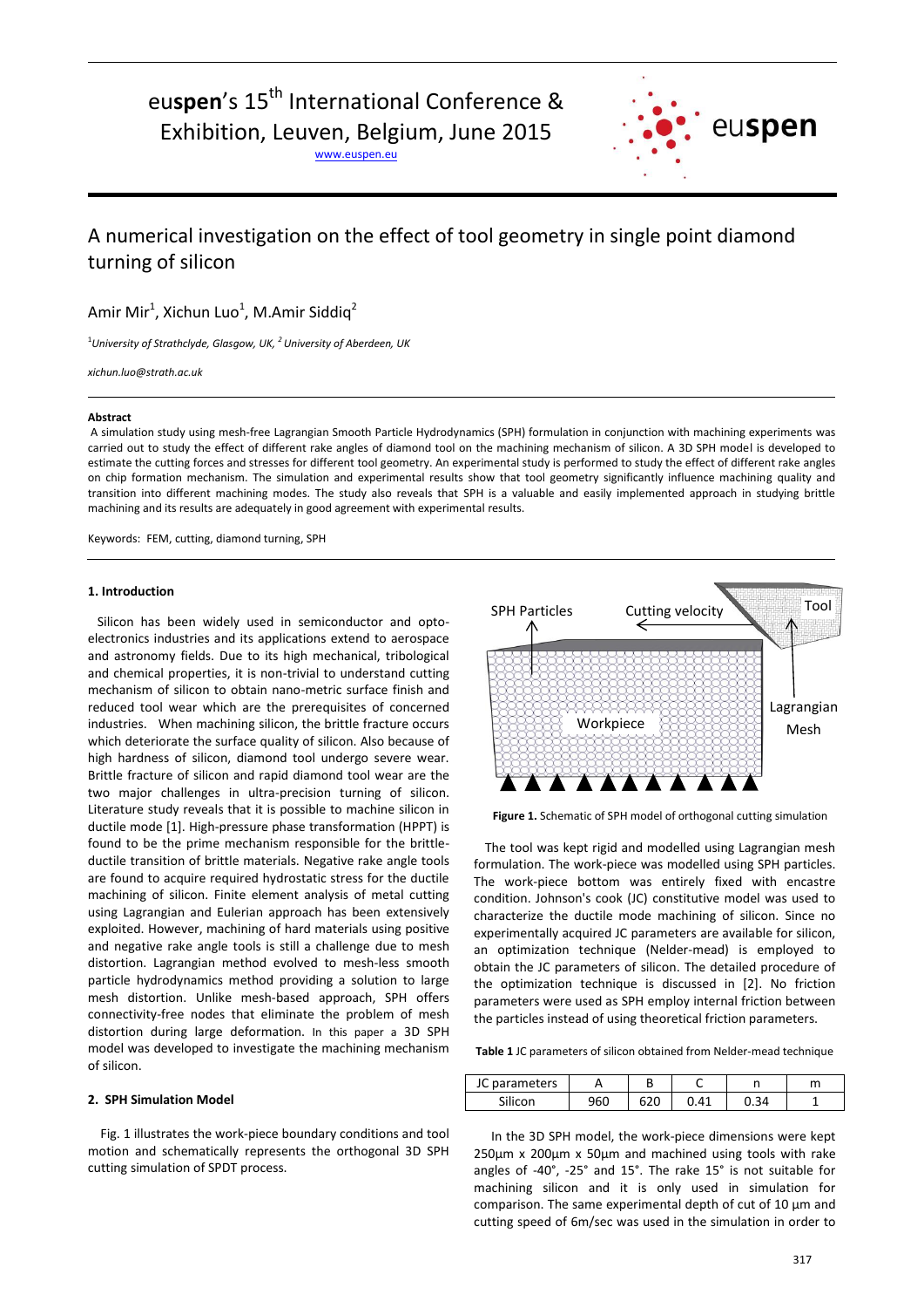euspen's 15th International Conference & Exhibition, Leuven, Belgium, June 2015

www.euspen.eu

# A numerical investigation on the effect of tool geometry in single point diamond turning of silicon

Amir Mir[1], Xichun Luo[1], M.Amir Siddiq[2]

[1]*University of Strathclyde, Glasgow, UK,* [2]*University of Aberdeen, UK*

*xichun.luo@strath.ac.uk*

**Abstract**

A simulation study using mesh-free Lagrangian Smooth Particle Hydrodynamics (SPH) formulation in conjunction with machining experiments was carried out to study the effect of different rake angles of diamond tool on the machining mechanism of silicon. A 3D SPH model is developed to estimate the cutting forces and stresses for different tool geometry. An experimental study is performed to study the effect of different rake angles on chip formation mechanism. The simulation and experimental results show that tool geometry significantly influence machining quality and transition into different machining modes. The study also reveals that SPH is a valuable and easily implemented approach in studying brittle machining and its results are adequately in good agreement with experimental results.

Keywords: FEM, cutting, diamond turning, SPH

## 1. Introduction

Silicon has been widely used in semiconductor and opto-electronics industries and its applications extend to aerospace and astronomy fields. Due to its high mechanical, tribological and chemical properties, it is non-trivial to understand cutting mechanism of silicon to obtain nano-metric surface finish and reduced tool wear which are the prerequisites of concerned industries. When machining silicon, the brittle fracture occurs which deteriorate the surface quality of silicon. Also because of high hardness of silicon, diamond tool undergo severe wear. Brittle fracture of silicon and rapid diamond tool wear are the two major challenges in ultra-precision turning of silicon. Literature study reveals that it is possible to machine silicon in ductile mode [1]. High-pressure phase transformation (HPPT) is found to be the prime mechanism responsible for the brittle-ductile transition of brittle materials. Negative rake angle tools are found to acquire required hydrostatic stress for the ductile machining of silicon. Finite element analysis of metal cutting using Lagrangian and Eulerian approach has been extensively exploited. However, machining of hard materials using positive and negative rake angle tools is still a challenge due to mesh distortion. Lagrangian method evolved to mesh-less smooth particle hydrodynamics method providing a solution to large mesh distortion. Unlike mesh-based approach, SPH offers connectivity-free nodes that eliminate the problem of mesh distortion during large deformation. In this paper a 3D SPH model was developed to investigate the machining mechanism of silicon.

## 2. SPH Simulation Model

Fig. 1 illustrates the work-piece boundary conditions and tool motion and schematically represents the orthogonal 3D SPH cutting simulation of SPDT process.

SPH Particles

Cutting velocity

Tool

Workpiece

Lagrangian Mesh

**Figure 1.** Schematic of SPH model of orthogonal cutting simulation

The tool was kept rigid and modelled using Lagrangian mesh formulation. The work-piece was modelled using SPH particles. The work-piece bottom was entirely fixed with encastre condition. Johnson's cook (JC) constitutive model was used to characterize the ductile mode machining of silicon. Since no experimentally acquired JC parameters are available for silicon, an optimization technique (Nelder-mead) is employed to obtain the JC parameters of silicon. The detailed procedure of the optimization technique is discussed in [2]. No friction parameters were used as SPH employ internal friction between the particles instead of using theoretical friction parameters.

**Table 1** JC parameters of silicon obtained from Nelder-mead technique

| JC parameters | A | B | C | n | m |
|---|---|---|---|---|---|
| Silicon | 960 | 620 | 0.41 | 0.34 | 1 |

In the 3D SPH model, the work-piece dimensions were kept 250µm x 200µm x 50µm and machined using tools with rake angles of -40°, -25° and 15°. The rake 15° is not suitable for machining silicon and it is only used in simulation for comparison. The same experimental depth of cut of 10 µm and cutting speed of 6m/sec was used in the simulation in order to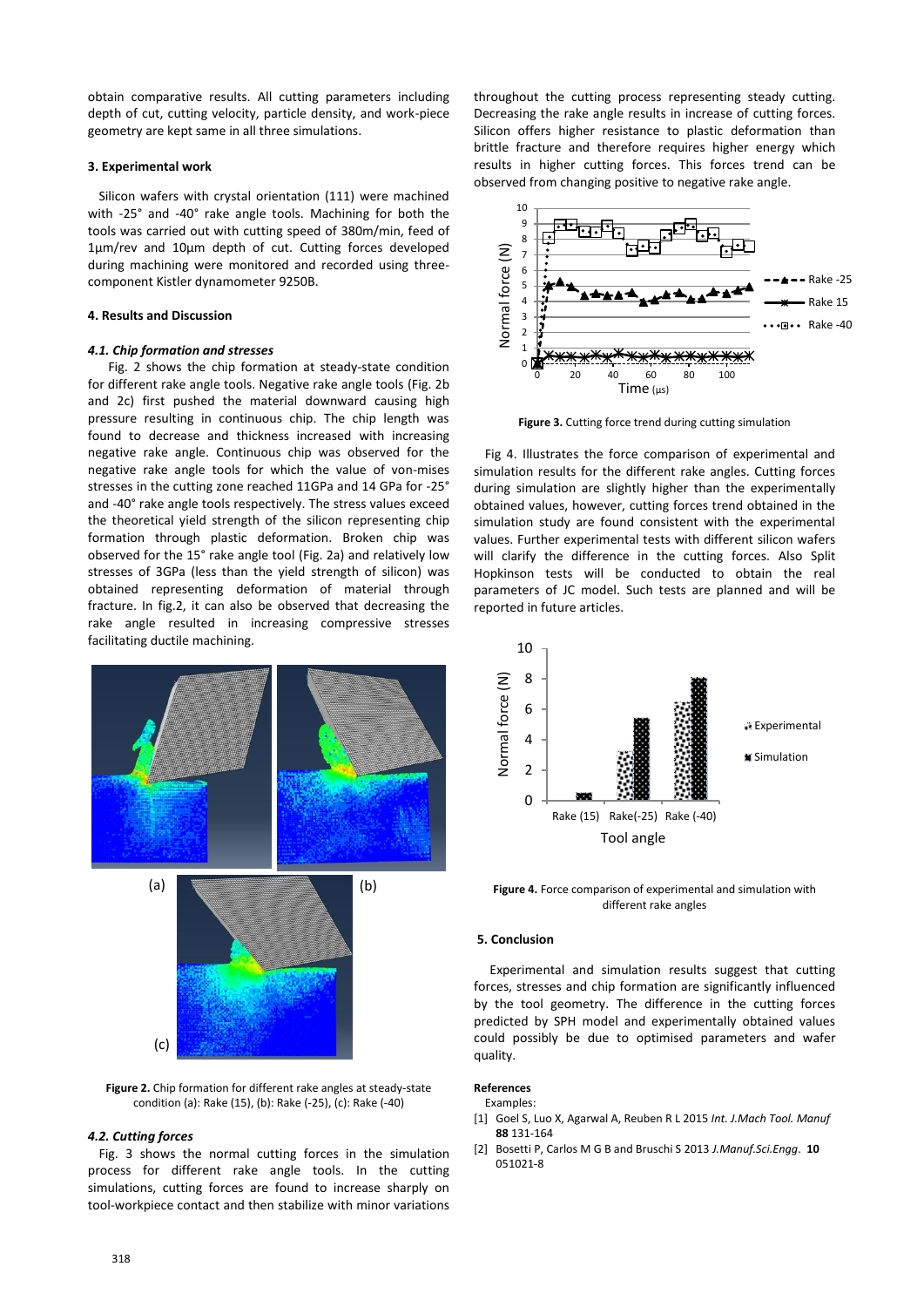obtain comparative results. All cutting parameters including depth of cut, cutting velocity, particle density, and work-piece geometry are kept same in all three simulations.

### 3. Experimental work

Silicon wafers with crystal orientation (111) were machined with -25° and -40° rake angle tools. Machining for both the tools was carried out with cutting speed of 380m/min, feed of 1μm/rev and 10μm depth of cut. Cutting forces developed during machining were monitored and recorded using three-component Kistler dynamometer 9250B.

### 4. Results and Discussion

#### *4.1. Chip formation and stresses*

Fig. 2 shows the chip formation at steady-state condition for different rake angle tools. Negative rake angle tools (Fig. 2b and 2c) first pushed the material downward causing high pressure resulting in continuous chip. The chip length was found to decrease and thickness increased with increasing negative rake angle. Continuous chip was observed for the negative rake angle tools for the value of von-mises stresses in the cutting zone reached 11GPa and 14 GPa for -25° and -40° rake angle tools respectively. The stress values exceed the theoretical yield strength of the silicon representing chip formation through plastic deformation. Broken chip was observed for the 15° rake angle tool (Fig. 2a) and relatively low stresses of 3GPa (less than the yield strength of silicon) was obtained representing deformation of material through fracture. In fig.2, it can also be observed that decreasing the rake angle resulted in increasing compressive stresses facilitating ductile machining.

(a) (b) (c)

**Figure 2.** Chip formation for different rake angles at steady-state condition (a): Rake (15), (b): Rake (-25), (c): Rake (-40)

#### *4.2. Cutting forces*

Fig. 3 shows the normal cutting forces in the simulation process for different rake angle tools. In the cutting simulations, cutting forces are found to increase sharply on tool-workpiece contact and then stabilize with minor variations throughout the cutting process representing steady cutting. Decreasing the rake angle results in increase of cutting forces. Silicon offers higher resistance to plastic deformation than brittle fracture and therefore requires higher energy which results in higher cutting forces. This forces trend can be observed from changing positive to negative rake angle.

Normal force (N)
10
9
8
7
6
5
4
3
2
1
0
0 20 40 60 80 100
Time (μs)
Rake -25
Rake 15
Rake -40

**Figure 3.** Cutting force trend during cutting simulation

Fig 4. Illustrates the force comparison of experimental and simulation results for the different rake angles. Cutting forces during simulation are slightly higher than the experimentally obtained values, however, cutting forces trend obtained in the simulation study are found consistent with the experimental values. Further experimental tests with different silicon wafers will clarify the difference in the cutting forces. Also Split Hopkinson tests will be conducted to obtain the real parameters of JC model. Such tests are planned and will be reported in future articles.

Normal force (N)
10
8
6
4
2
0
Rake (15) Rake(-25) Rake (-40)
Tool angle
Experimental
Simulation

**Figure 4.** Force comparison of experimental and simulation with different rake angles

### 5. Conclusion

Experimental and simulation results suggest that cutting forces, stresses and chip formation are significantly influenced by the tool geometry. The difference in the cutting forces predicted by SPH model and experimentally obtained values could possibly be due to optimised parameters and wafer quality.

### References

Examples:

[1] Goel S, Luo X, Agarwal A, Reuben R L 2015 *Int. J.Mach Tool. Manuf* **88** 131-164

[2] Bosetti P, Carlos M G B and Bruschi S 2013 *J.Manuf.Sci.Engg*. **10** 051021-8